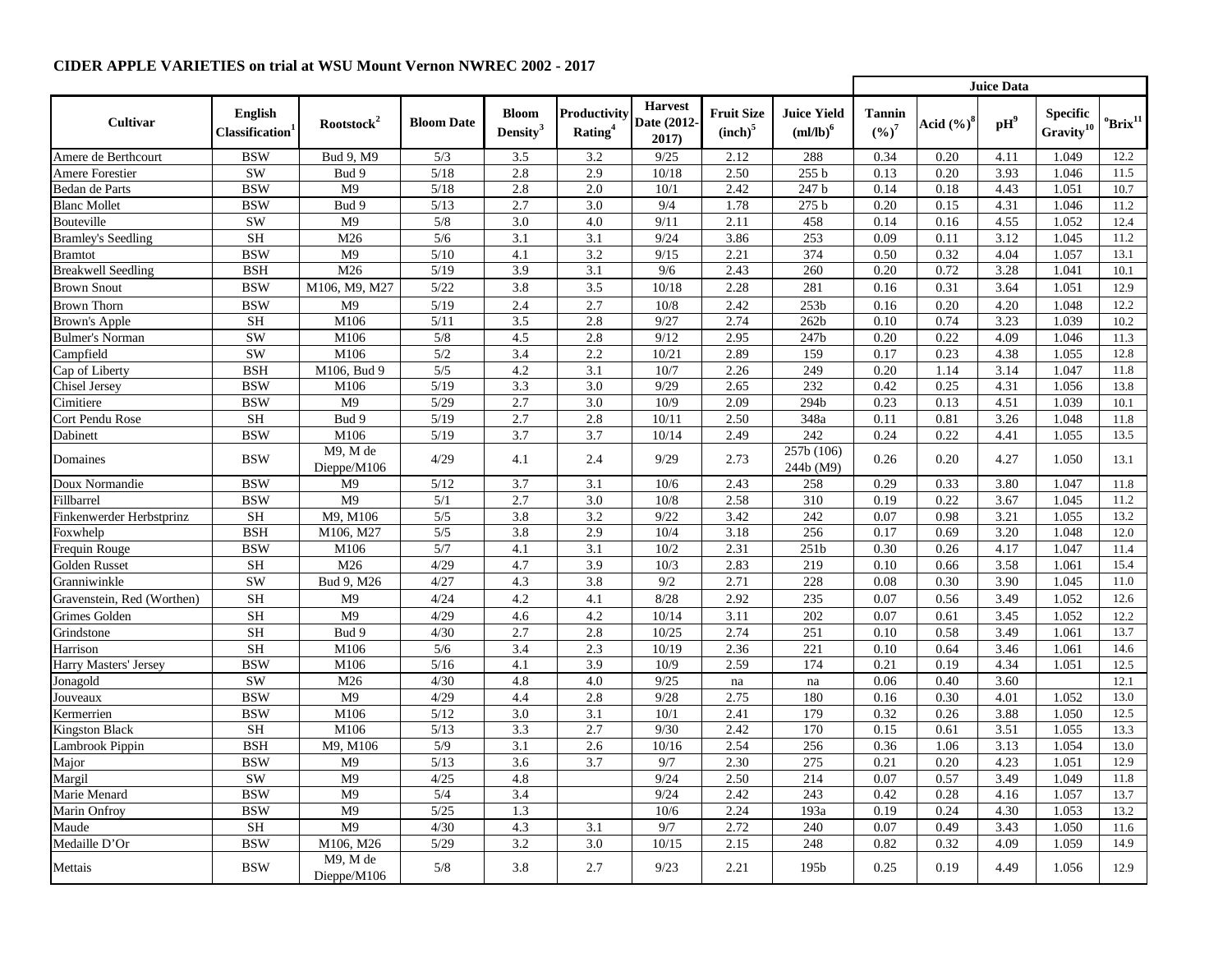**CIDER APPLE VARIETIES on trial at WSU Mount Vernon NWREC 2002 - 2017**

| | | | | | | | | | Juice Data | | | | |
|---|---|---|---|---|---|---|---|---|---|---|---|---|---|
| Cultivar | English Classification[1] | Rootstock[2] | Bloom Date | Bloom Density[3] | Productivity Rating[4] | Harvest Date (2012-2017) | Fruit Size (inch)[5] | Juice Yield (ml/lb)[6] | Tannin (%)[7] | Acid (%)[8] | pH[9] | Specific Gravity[10] | °Brix[11] |
| Amere de Berthcourt | BSW | Bud 9, M9 | 5/3 | 3.5 | 3.2 | 9/25 | 2.12 | 288 | 0.34 | 0.20 | 4.11 | 1.049 | 12.2 |
| Amere Forestier | SW | Bud 9 | 5/18 | 2.8 | 2.9 | 10/18 | 2.50 | 255 b | 0.13 | 0.20 | 3.93 | 1.046 | 11.5 |
| Bedan de Parts | BSW | M9 | 5/18 | 2.8 | 2.0 | 10/1 | 2.42 | 247 b | 0.14 | 0.18 | 4.43 | 1.051 | 10.7 |
| Blanc Mollet | BSW | Bud 9 | 5/13 | 2.7 | 3.0 | 9/4 | 1.78 | 275 b | 0.20 | 0.15 | 4.31 | 1.046 | 11.2 |
| Bouteville | SW | M9 | 5/8 | 3.0 | 4.0 | 9/11 | 2.11 | 458 | 0.14 | 0.16 | 4.55 | 1.052 | 12.4 |
| Bramley's Seedling | SH | M26 | 5/6 | 3.1 | 3.1 | 9/24 | 3.86 | 253 | 0.09 | 0.11 | 3.12 | 1.045 | 11.2 |
| Bramtot | BSW | M9 | 5/10 | 4.1 | 3.2 | 9/15 | 2.21 | 374 | 0.50 | 0.32 | 4.04 | 1.057 | 13.1 |
| Breakwell Seedling | BSH | M26 | 5/19 | 3.9 | 3.1 | 9/6 | 2.43 | 260 | 0.20 | 0.72 | 3.28 | 1.041 | 10.1 |
| Brown Snout | BSW | M106, M9, M27 | 5/22 | 3.8 | 3.5 | 10/18 | 2.28 | 281 | 0.16 | 0.31 | 3.64 | 1.051 | 12.9 |
| Brown Thorn | BSW | M9 | 5/19 | 2.4 | 2.7 | 10/8 | 2.42 | 253b | 0.16 | 0.20 | 4.20 | 1.048 | 12.2 |
| Brown's Apple | SH | M106 | 5/11 | 3.5 | 2.8 | 9/27 | 2.74 | 262b | 0.10 | 0.74 | 3.23 | 1.039 | 10.2 |
| Bulmer's Norman | SW | M106 | 5/8 | 4.5 | 2.8 | 9/12 | 2.95 | 247b | 0.20 | 0.22 | 4.09 | 1.046 | 11.3 |
| Campfield | SW | M106 | 5/2 | 3.4 | 2.2 | 10/21 | 2.89 | 159 | 0.17 | 0.23 | 4.38 | 1.055 | 12.8 |
| Cap of Liberty | BSH | M106, Bud 9 | 5/5 | 4.2 | 3.1 | 10/7 | 2.26 | 249 | 0.20 | 1.14 | 3.14 | 1.047 | 11.8 |
| Chisel Jersey | BSW | M106 | 5/19 | 3.3 | 3.0 | 9/29 | 2.65 | 232 | 0.42 | 0.25 | 4.31 | 1.056 | 13.8 |
| Cimitiere | BSW | M9 | 5/29 | 2.7 | 3.0 | 10/9 | 2.09 | 294b | 0.23 | 0.13 | 4.51 | 1.039 | 10.1 |
| Cort Pendu Rose | SH | Bud 9 | 5/19 | 2.7 | 2.8 | 10/11 | 2.50 | 348a | 0.11 | 0.81 | 3.26 | 1.048 | 11.8 |
| Dabinett | BSW | M106 | 5/19 | 3.7 | 3.7 | 10/14 | 2.49 | 242 | 0.24 | 0.22 | 4.41 | 1.055 | 13.5 |
| Domaines | BSW | M9, M de Dieppe/M106 | 4/29 | 4.1 | 2.4 | 9/29 | 2.73 | 257b (106) 244b (M9) | 0.26 | 0.20 | 4.27 | 1.050 | 13.1 |
| Doux Normandie | BSW | M9 | 5/12 | 3.7 | 3.1 | 10/6 | 2.43 | 258 | 0.29 | 0.33 | 3.80 | 1.047 | 11.8 |
| Fillbarrel | BSW | M9 | 5/1 | 2.7 | 3.0 | 10/8 | 2.58 | 310 | 0.19 | 0.22 | 3.67 | 1.045 | 11.2 |
| Finkenwerder Herbstprinz | SH | M9, M106 | 5/5 | 3.8 | 3.2 | 9/22 | 3.42 | 242 | 0.07 | 0.98 | 3.21 | 1.055 | 13.2 |
| Foxwhelp | BSH | M106, M27 | 5/5 | 3.8 | 2.9 | 10/4 | 3.18 | 256 | 0.17 | 0.69 | 3.20 | 1.048 | 12.0 |
| Frequin Rouge | BSW | M106 | 5/7 | 4.1 | 3.1 | 10/2 | 2.31 | 251b | 0.30 | 0.26 | 4.17 | 1.047 | 11.4 |
| Golden Russet | SH | M26 | 4/29 | 4.7 | 3.9 | 10/3 | 2.83 | 219 | 0.10 | 0.66 | 3.58 | 1.061 | 15.4 |
| Granniwinkle | SW | Bud 9, M26 | 4/27 | 4.3 | 3.8 | 9/2 | 2.71 | 228 | 0.08 | 0.30 | 3.90 | 1.045 | 11.0 |
| Gravenstein, Red (Worthen) | SH | M9 | 4/24 | 4.2 | 4.1 | 8/28 | 2.92 | 235 | 0.07 | 0.56 | 3.49 | 1.052 | 12.6 |
| Grimes Golden | SH | M9 | 4/29 | 4.6 | 4.2 | 10/14 | 3.11 | 202 | 0.07 | 0.61 | 3.45 | 1.052 | 12.2 |
| Grindstone | SH | Bud 9 | 4/30 | 2.7 | 2.8 | 10/25 | 2.74 | 251 | 0.10 | 0.58 | 3.49 | 1.061 | 13.7 |
| Harrison | SH | M106 | 5/6 | 3.4 | 2.3 | 10/19 | 2.36 | 221 | 0.10 | 0.64 | 3.46 | 1.061 | 14.6 |
| Harry Masters' Jersey | BSW | M106 | 5/16 | 4.1 | 3.9 | 10/9 | 2.59 | 174 | 0.21 | 0.19 | 4.34 | 1.051 | 12.5 |
| Jonagold | SW | M26 | 4/30 | 4.8 | 4.0 | 9/25 | na | na | 0.06 | 0.40 | 3.60 | | 12.1 |
| Jouveaux | BSW | M9 | 4/29 | 4.4 | 2.8 | 9/28 | 2.75 | 180 | 0.16 | 0.30 | 4.01 | 1.052 | 13.0 |
| Kermerrien | BSW | M106 | 5/12 | 3.0 | 3.1 | 10/1 | 2.41 | 179 | 0.32 | 0.26 | 3.88 | 1.050 | 12.5 |
| Kingston Black | SH | M106 | 5/13 | 3.3 | 2.7 | 9/30 | 2.42 | 170 | 0.15 | 0.61 | 3.51 | 1.055 | 13.3 |
| Lambrook Pippin | BSH | M9, M106 | 5/9 | 3.1 | 2.6 | 10/16 | 2.54 | 256 | 0.36 | 1.06 | 3.13 | 1.054 | 13.0 |
| Major | BSW | M9 | 5/13 | 3.6 | 3.7 | 9/7 | 2.30 | 275 | 0.21 | 0.20 | 4.23 | 1.051 | 12.9 |
| Margil | SW | M9 | 4/25 | 4.8 | | 9/24 | 2.50 | 214 | 0.07 | 0.57 | 3.49 | 1.049 | 11.8 |
| Marie Menard | BSW | M9 | 5/4 | 3.4 | | 9/24 | 2.42 | 243 | 0.42 | 0.28 | 4.16 | 1.057 | 13.7 |
| Marin Onfroy | BSW | M9 | 5/25 | 1.3 | | 10/6 | 2.24 | 193a | 0.19 | 0.24 | 4.30 | 1.053 | 13.2 |
| Maude | SH | M9 | 4/30 | 4.3 | 3.1 | 9/7 | 2.72 | 240 | 0.07 | 0.49 | 3.43 | 1.050 | 11.6 |
| Medaille D'Or | BSW | M106, M26 | 5/29 | 3.2 | 3.0 | 10/15 | 2.15 | 248 | 0.82 | 0.32 | 4.09 | 1.059 | 14.9 |
| Mettais | BSW | M9, M de Dieppe/M106 | 5/8 | 3.8 | 2.7 | 9/23 | 2.21 | 195b | 0.25 | 0.19 | 4.49 | 1.056 | 12.9 |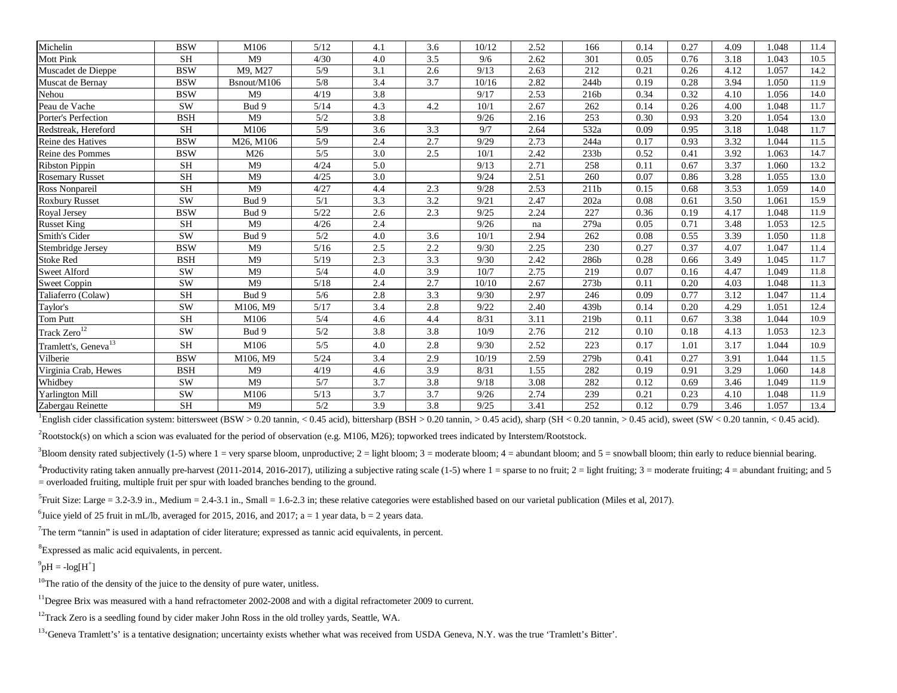| | | | | | | | | | | | | | |
|---|---|---|---|---|---|---|---|---|---|---|---|---|---|
| Michelin | BSW | M106 | 5/12 | 4.1 | 3.6 | 10/12 | 2.52 | 166 | 0.14 | 0.27 | 4.09 | 1.048 | 11.4 |
| Mott Pink | SH | M9 | 4/30 | 4.0 | 3.5 | 9/6 | 2.62 | 301 | 0.05 | 0.76 | 3.18 | 1.043 | 10.5 |
| Muscadet de Dieppe | BSW | M9, M27 | 5/9 | 3.1 | 2.6 | 9/13 | 2.63 | 212 | 0.21 | 0.26 | 4.12 | 1.057 | 14.2 |
| Muscat de Bernay | BSW | Bsnout/M106 | 5/8 | 3.4 | 3.7 | 10/16 | 2.82 | 244b | 0.19 | 0.28 | 3.94 | 1.050 | 11.9 |
| Nehou | BSW | M9 | 4/19 | 3.8 | | 9/17 | 2.53 | 216b | 0.34 | 0.32 | 4.10 | 1.056 | 14.0 |
| Peau de Vache | SW | Bud 9 | 5/14 | 4.3 | 4.2 | 10/1 | 2.67 | 262 | 0.14 | 0.26 | 4.00 | 1.048 | 11.7 |
| Porter's Perfection | BSH | M9 | 5/2 | 3.8 | | 9/26 | 2.16 | 253 | 0.30 | 0.93 | 3.20 | 1.054 | 13.0 |
| Redstreak, Hereford | SH | M106 | 5/9 | 3.6 | 3.3 | 9/7 | 2.64 | 532a | 0.09 | 0.95 | 3.18 | 1.048 | 11.7 |
| Reine des Hatives | BSW | M26, M106 | 5/9 | 2.4 | 2.7 | 9/29 | 2.73 | 244a | 0.17 | 0.93 | 3.32 | 1.044 | 11.5 |
| Reine des Pommes | BSW | M26 | 5/5 | 3.0 | 2.5 | 10/1 | 2.42 | 233b | 0.52 | 0.41 | 3.92 | 1.063 | 14.7 |
| Ribston Pippin | SH | M9 | 4/24 | 5.0 | | 9/13 | 2.71 | 258 | 0.11 | 0.67 | 3.37 | 1.060 | 13.2 |
| Rosemary Russet | SH | M9 | 4/25 | 3.0 | | 9/24 | 2.51 | 260 | 0.07 | 0.86 | 3.28 | 1.055 | 13.0 |
| Ross Nonpareil | SH | M9 | 4/27 | 4.4 | 2.3 | 9/28 | 2.53 | 211b | 0.15 | 0.68 | 3.53 | 1.059 | 14.0 |
| Roxbury Russet | SW | Bud 9 | 5/1 | 3.3 | 3.2 | 9/21 | 2.47 | 202a | 0.08 | 0.61 | 3.50 | 1.061 | 15.9 |
| Royal Jersey | BSW | Bud 9 | 5/22 | 2.6 | 2.3 | 9/25 | 2.24 | 227 | 0.36 | 0.19 | 4.17 | 1.048 | 11.9 |
| Russet King | SH | M9 | 4/26 | 2.4 | | 9/26 | na | 279a | 0.05 | 0.71 | 3.48 | 1.053 | 12.5 |
| Smith's Cider | SW | Bud 9 | 5/2 | 4.0 | 3.6 | 10/1 | 2.94 | 262 | 0.08 | 0.55 | 3.39 | 1.050 | 11.8 |
| Stembridge Jersey | BSW | M9 | 5/16 | 2.5 | 2.2 | 9/30 | 2.25 | 230 | 0.27 | 0.37 | 4.07 | 1.047 | 11.4 |
| Stoke Red | BSH | M9 | 5/19 | 2.3 | 3.3 | 9/30 | 2.42 | 286b | 0.28 | 0.66 | 3.49 | 1.045 | 11.7 |
| Sweet Alford | SW | M9 | 5/4 | 4.0 | 3.9 | 10/7 | 2.75 | 219 | 0.07 | 0.16 | 4.47 | 1.049 | 11.8 |
| Sweet Coppin | SW | M9 | 5/18 | 2.4 | 2.7 | 10/10 | 2.67 | 273b | 0.11 | 0.20 | 4.03 | 1.048 | 11.3 |
| Taliaferro (Colaw) | SH | Bud 9 | 5/6 | 2.8 | 3.3 | 9/30 | 2.97 | 246 | 0.09 | 0.77 | 3.12 | 1.047 | 11.4 |
| Taylor's | SW | M106, M9 | 5/17 | 3.4 | 2.8 | 9/22 | 2.40 | 439b | 0.14 | 0.20 | 4.29 | 1.051 | 12.4 |
| Tom Putt | SH | M106 | 5/4 | 4.6 | 4.4 | 8/31 | 3.11 | 219b | 0.11 | 0.67 | 3.38 | 1.044 | 10.9 |
| Track Zero[12] | SW | Bud 9 | 5/2 | 3.8 | 3.8 | 10/9 | 2.76 | 212 | 0.10 | 0.18 | 4.13 | 1.053 | 12.3 |
| Tramlett's, Geneva[13] | SH | M106 | 5/5 | 4.0 | 2.8 | 9/30 | 2.52 | 223 | 0.17 | 1.01 | 3.17 | 1.044 | 10.9 |
| Vilberie | BSW | M106, M9 | 5/24 | 3.4 | 2.9 | 10/19 | 2.59 | 279b | 0.41 | 0.27 | 3.91 | 1.044 | 11.5 |
| Virginia Crab, Hewes | BSH | M9 | 4/19 | 4.6 | 3.9 | 8/31 | 1.55 | 282 | 0.19 | 0.91 | 3.29 | 1.060 | 14.8 |
| Whidbey | SW | M9 | 5/7 | 3.7 | 3.8 | 9/18 | 3.08 | 282 | 0.12 | 0.69 | 3.46 | 1.049 | 11.9 |
| Yarlington Mill | SW | M106 | 5/13 | 3.7 | 3.7 | 9/26 | 2.74 | 239 | 0.21 | 0.23 | 4.10 | 1.048 | 11.9 |
| Zabergau Reinette | SH | M9 | 5/2 | 3.9 | 3.8 | 9/25 | 3.41 | 252 | 0.12 | 0.79 | 3.46 | 1.057 | 13.4 |

[1]English cider classification system: bittersweet (BSW > 0.20 tannin, < 0.45 acid), bittersharp (BSH > 0.20 tannin, > 0.45 acid), sharp (SH < 0.20 tannin, > 0.45 acid), sweet (SW < 0.20 tannin, < 0.45 acid).

[2]Rootstock(s) on which a scion was evaluated for the period of observation (e.g. M106, M26); topworked trees indicated by Interstem/Rootstock.

[3]Bloom density rated subjectively (1-5) where 1 = very sparse bloom, unproductive; 2 = light bloom; 3 = moderate bloom; 4 = abundant bloom; and 5 = snowball bloom; thin early to reduce biennial bearing.

[4]Productivity rating taken annually pre-harvest (2011-2014, 2016-2017), utilizing a subjective rating scale (1-5) where 1 = sparse to no fruit; 2 = light fruiting; 3 = moderate fruiting; 4 = abundant fruiting; and 5 = overloaded fruiting, multiple fruit per spur with loaded branches bending to the ground.

[5]Fruit Size: Large = 3.2-3.9 in., Medium = 2.4-3.1 in., Small = 1.6-2.3 in; these relative categories were established based on our varietal publication (Miles et al, 2017).

[6]Juice yield of 25 fruit in mL/lb, averaged for 2015, 2016, and 2017; a = 1 year data, b = 2 years data.

[7]The term "tannin" is used in adaptation of cider literature; expressed as tannic acid equivalents, in percent.

[8]Expressed as malic acid equivalents, in percent.

[9]pH = $-\log[H^+]$

[10]The ratio of the density of the juice to the density of pure water, unitless.

[11]Degree Brix was measured with a hand refractometer 2002-2008 and with a digital refractometer 2009 to current.

[12]Track Zero is a seedling found by cider maker John Ross in the old trolley yards, Seattle, WA.

[13]'Geneva Tramlett's' is a tentative designation; uncertainty exists whether what was received from USDA Geneva, N.Y. was the true 'Tramlett's Bitter'.